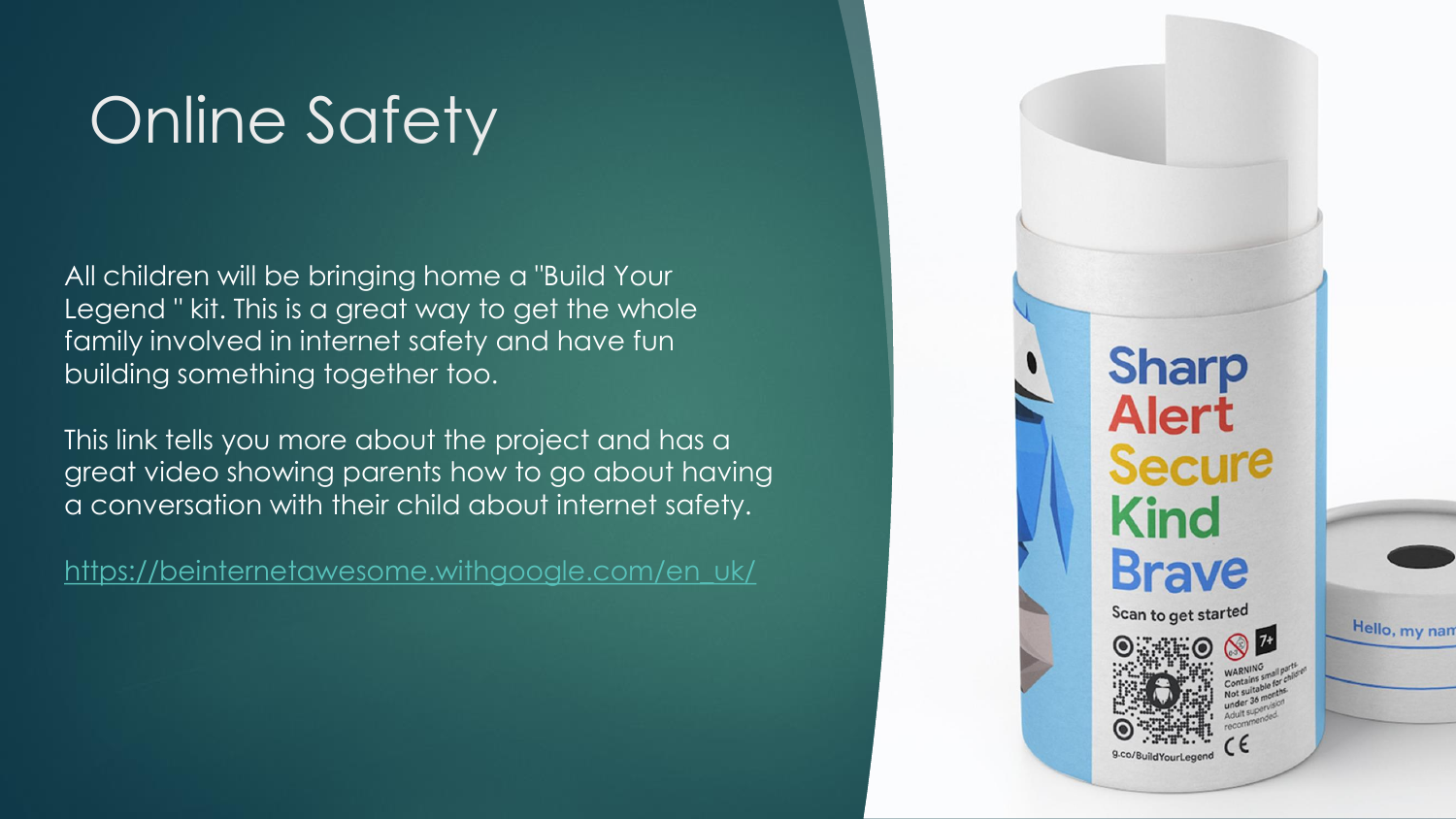# Online Safety

All children will be bringing home a "Build Your Legend " kit. This is a great way to get the whole family involved in internet safety and have fun building something together too.

This link tells you more about the project and has a great video showing parents how to go about having a conversation with their child about internet safety.

https://beinternetawesome.withgoogle.com/en_uk/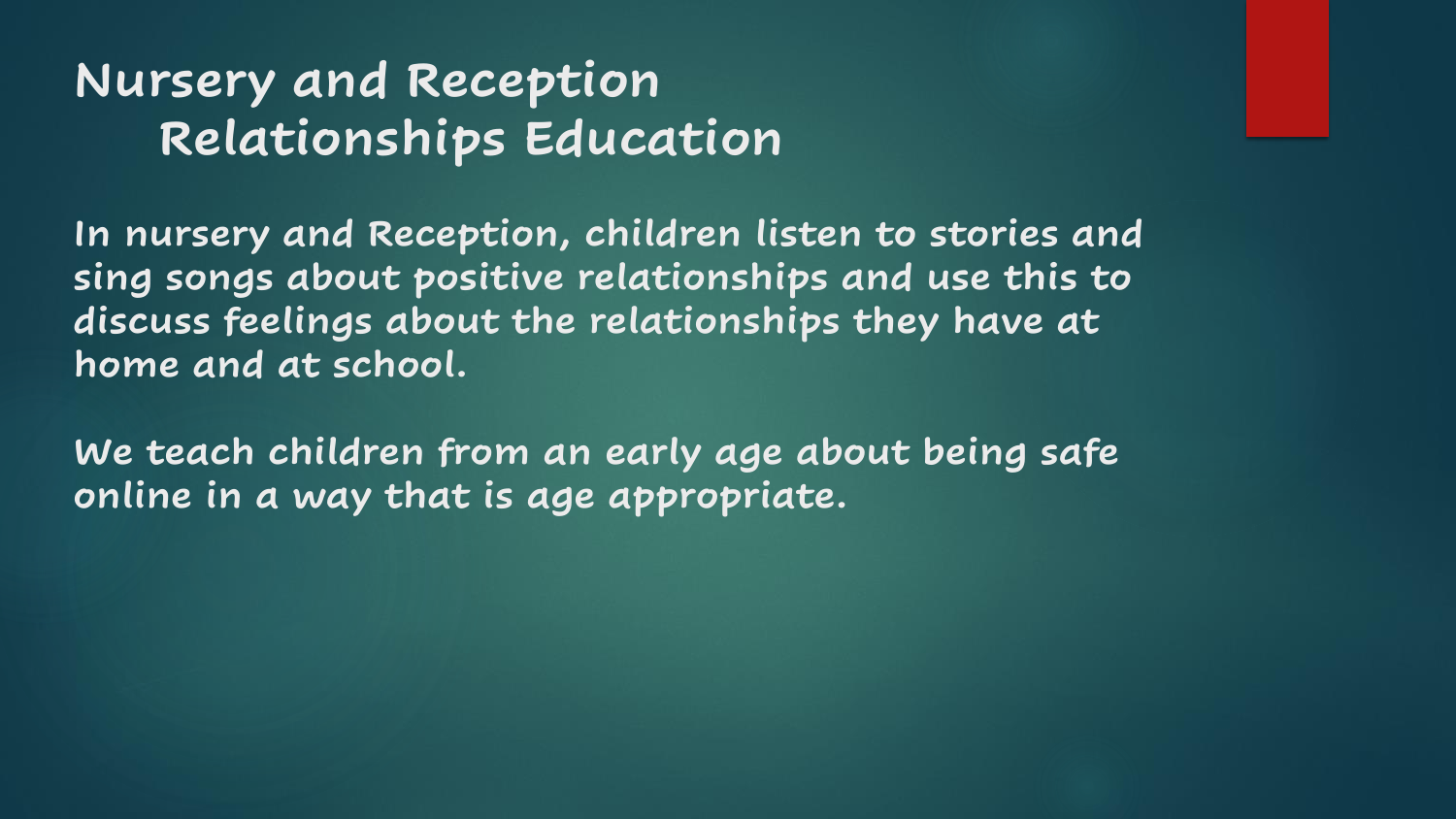# Nursery and Reception Relationships Education

**In nursery and Reception, children listen to stories and sing songs about positive relationships and use this to discuss feelings about the relationships they have at home and at school.**

**We teach children from an early age about being safe online in a way that is age appropriate.**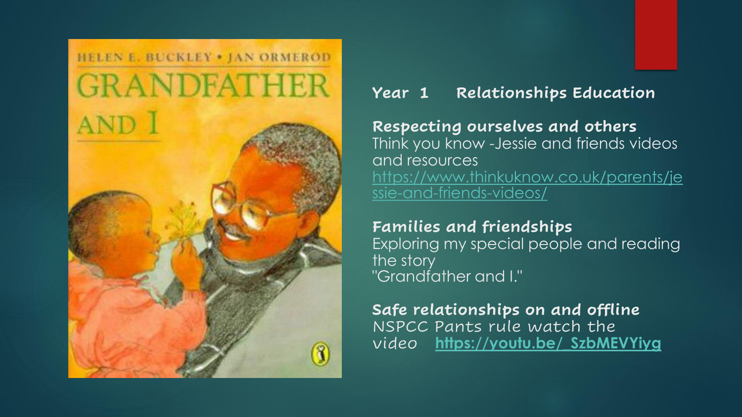## Year 1 Relationships Education

**Respecting ourselves and others**
Think you know -Jessie and friends videos and resources
https://www.thinkuknow.co.uk/parents/jessie-and-friends-videos/

**Families and friendships**
Exploring my special people and reading the story
"Grandfather and I."

**Safe relationships on and offline**
NSPCC Pants rule watch the video **https://youtu.be/_SzbMEVYiyg**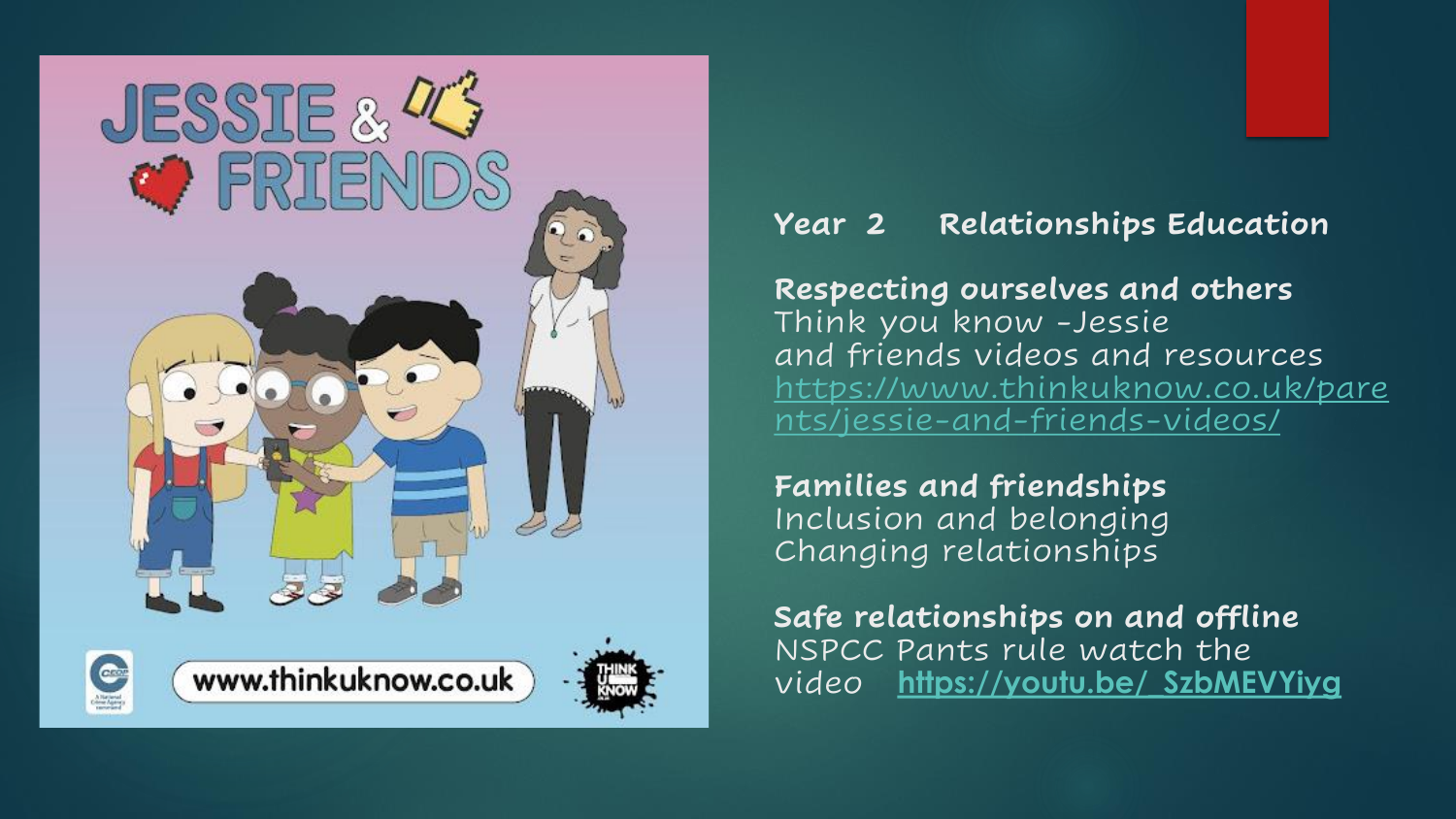**Year 2 Relationships Education**

**Respecting ourselves and others**
Think you know -Jessie and friends videos and resources https://www.thinkuknow.co.uk/parents/jessie-and-friends-videos/

**Families and friendships**
Inclusion and belonging
Changing relationships

**Safe relationships on and offline**
NSPCC Pants rule watch the video **https://youtu.be/_SzbMEVYiyg**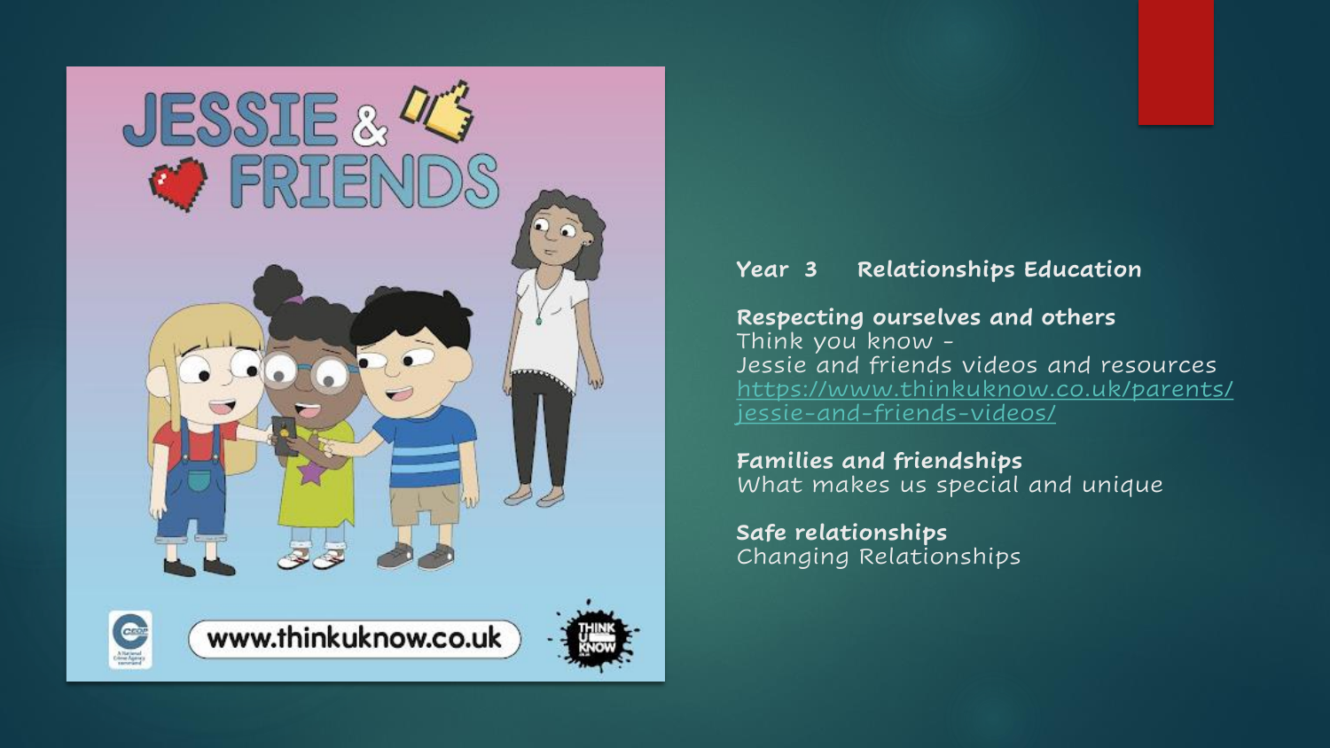**Year 3 Relationships Education**

**Respecting ourselves and others**
Think you know -
Jessie and friends videos and resources
https://www.thinkuknow.co.uk/parents/jessie-and-friends-videos/

**Families and friendships**
What makes us special and unique

**Safe relationships**
Changing Relationships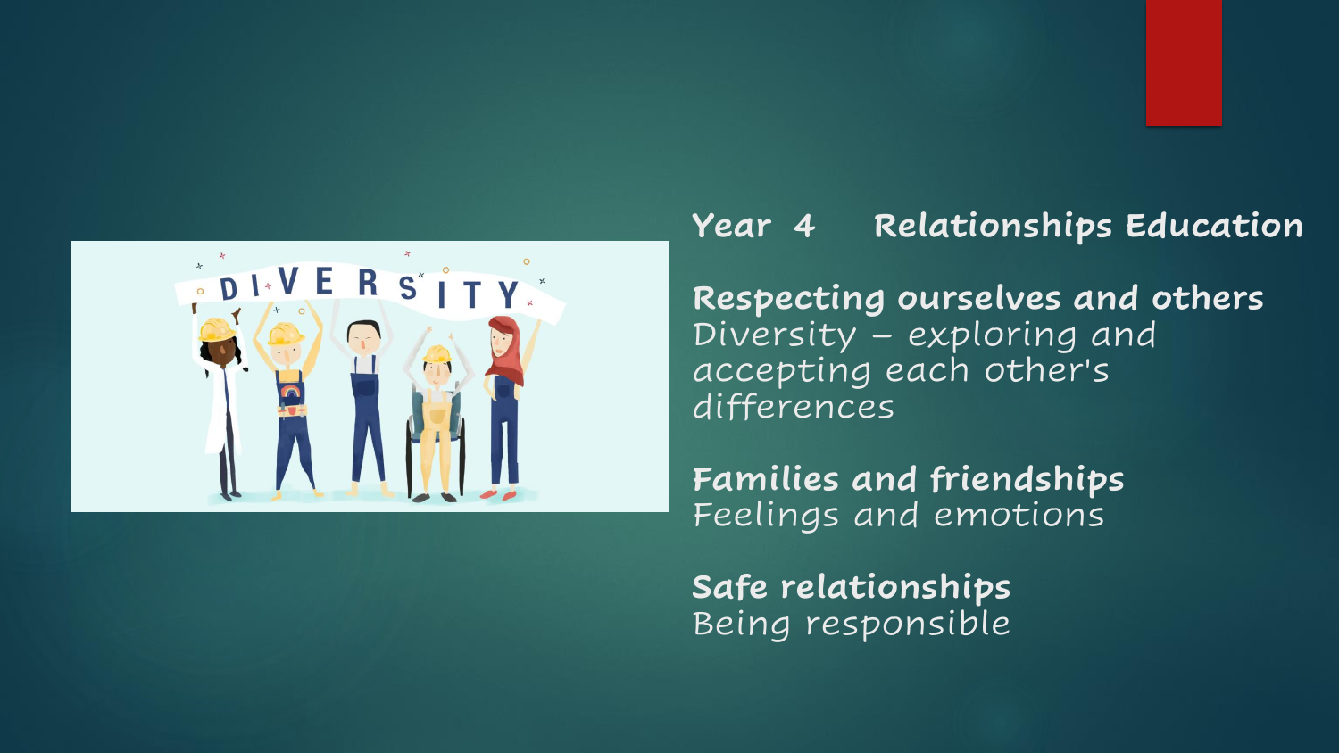## Year 4 Relationships Education

**Respecting ourselves and others**
Diversity – exploring and accepting each other's differences

**Families and friendships**
Feelings and emotions

**Safe relationships**
Being responsible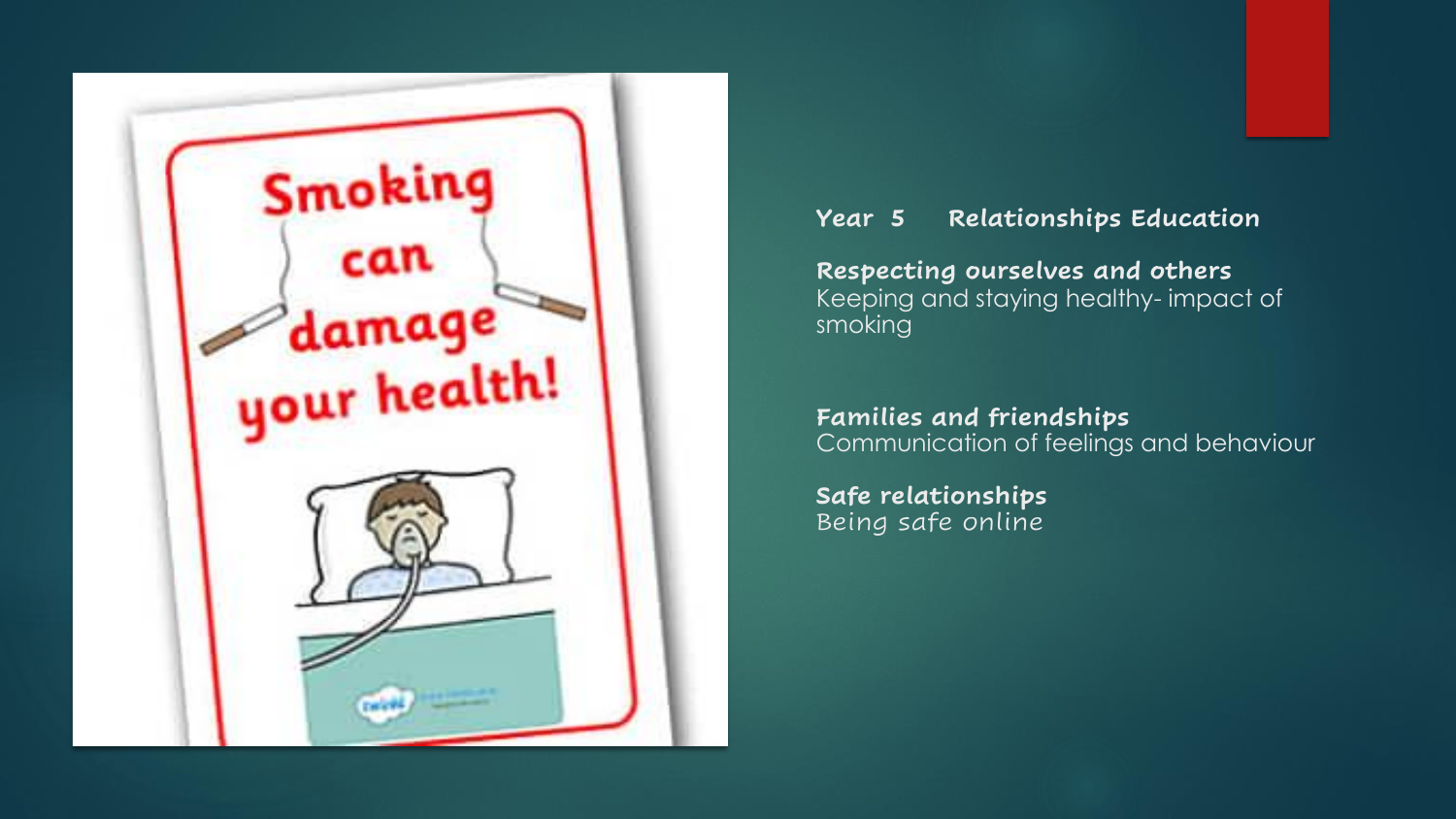Smoking can damage your health!

**Year 5 Relationships Education**

**Respecting ourselves and others**
Keeping and staying healthy- impact of smoking

**Families and friendships**
Communication of feelings and behaviour

**Safe relationships**
Being safe online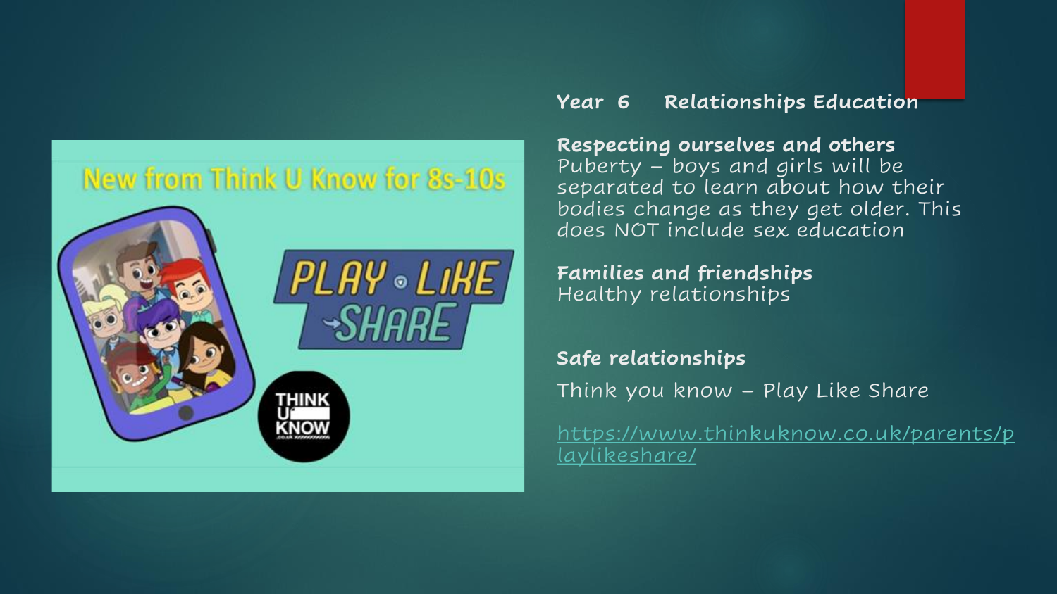## Year 6 Relationships Education

**Respecting ourselves and others**
Puberty – boys and girls will be separated to learn about how their bodies change as they get older. This does NOT include sex education

**Families and friendships**
Healthy relationships

**Safe relationships**

Think you know – Play Like Share

https://www.thinkuknow.co.uk/parents/playlikeshare/